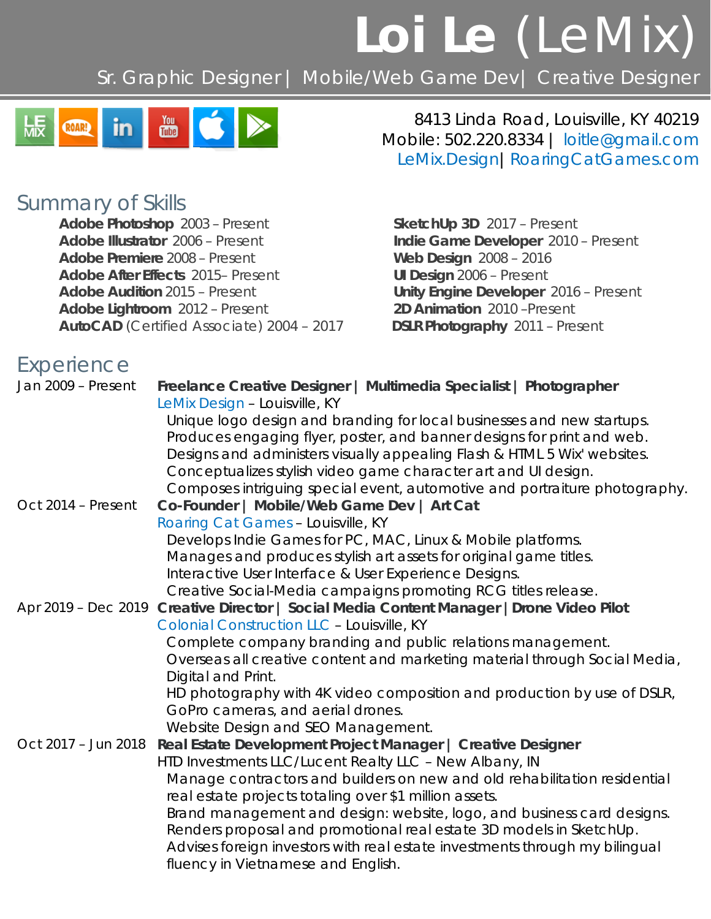# **Loi Le** (LeMix)

Sr. Graphic Designer | Mobile/Web Game Dev| Creative Designer

8413 Linda Road, Louisville, KY 40219
Mobile: 502.220.8334 | loitle@gmail.com
LeMix.Design| RoaringCatGames.com

## Summary of Skills

**Adobe Photoshop** 2003 – Present
**Adobe Illustrator** 2006 – Present
**Adobe Premiere** 2008 – Present
**Adobe After Effects** 2015– Present
**Adobe Audition** 2015 – Present
**Adobe Lightroom** 2012 – Present
**AutoCAD** (Certified Associate) 2004 – 2017
**SketchUp 3D** 2017 – Present
**Indie Game Developer** 2010 – Present
**Web Design** 2008 – 2016
**UI Design** 2006 – Present
**Unity Engine Developer** 2016 – Present
**2D Animation** 2010 –Present
**DSLR Photography** 2011 – Present

## Experience

**Jan 2009 – Present** — **Freelance Creative Designer | Multimedia Specialist | Photographer**
LeMix Design – Louisville, KY
- Unique logo design and branding for local businesses and new startups.
- Produces engaging flyer, poster, and banner designs for print and web.
- Designs and administers visually appealing Flash & HTML 5 Wix' websites.
- Conceptualizes stylish video game character art and UI design.
- Composes intriguing special event, automotive and portraiture photography.

**Oct 2014 – Present** — **Co-Founder | Mobile/Web Game Dev | Art Cat**
Roaring Cat Games – Louisville, KY
- Develops Indie Games for PC, MAC, Linux & Mobile platforms.
- Manages and produces stylish art assets for original game titles.
- Interactive User Interface & User Experience Designs.
- Creative Social-Media campaigns promoting RCG titles release.

**Apr 2019 – Dec 2019** — **Creative Director | Social Media Content Manager | Drone Video Pilot**
Colonial Construction LLC – Louisville, KY
- Complete company branding and public relations management.
- Overseas all creative content and marketing material through Social Media, Digital and Print.
- HD photography with 4K video composition and production by use of DSLR, GoPro cameras, and aerial drones.
- Website Design and SEO Management.

**Oct 2017 – Jun 2018** — **Real Estate Development Project Manager | Creative Designer**
HTD Investments LLC/Lucent Realty LLC – New Albany, IN
- Manage contractors and builders on new and old rehabilitation residential real estate projects totaling over $1 million assets.
- Brand management and design: website, logo, and business card designs.
- Renders proposal and promotional real estate 3D models in SketchUp.
- Advises foreign investors with real estate investments through my bilingual fluency in Vietnamese and English.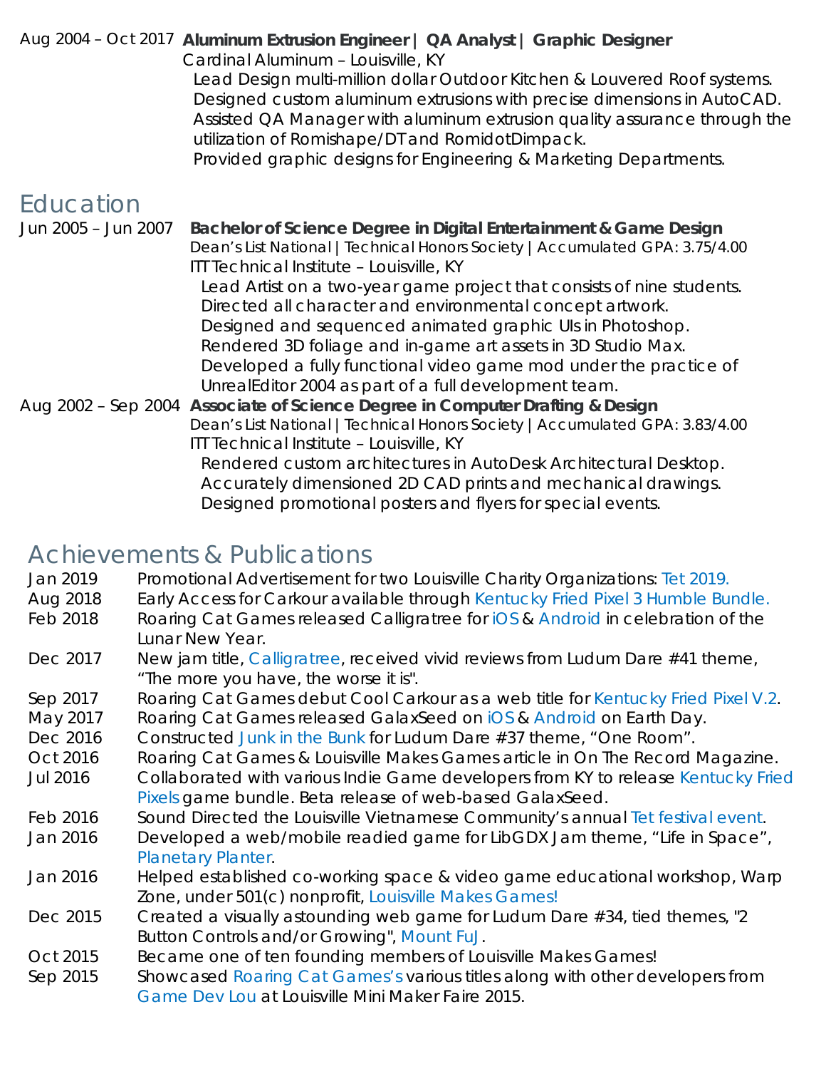Aug 2004 – Oct 2017 **Aluminum Extrusion Engineer | QA Analyst | Graphic Designer**
Cardinal Aluminum – Louisville, KY

- Lead Design multi-million dollar Outdoor Kitchen & Louvered Roof systems.
- Designed custom aluminum extrusions with precise dimensions in AutoCAD.
- Assisted QA Manager with aluminum extrusion quality assurance through the utilization of Romishape/DT and RomidotDimpack.
- Provided graphic designs for Engineering & Marketing Departments.

## Education

Jun 2005 – Jun 2007 **Bachelor of Science Degree in Digital Entertainment & Game Design**
Dean's List National | Technical Honors Society | Accumulated GPA: 3.75/4.00
ITT Technical Institute – Louisville, KY

- Lead Artist on a two-year game project that consists of nine students.
- Directed all character and environmental concept artwork.
- Designed and sequenced animated graphic UIs in Photoshop.
- Rendered 3D foliage and in-game art assets in 3D Studio Max.
- Developed a fully functional video game mod under the practice of UnrealEditor 2004 as part of a full development team.

Aug 2002 – Sep 2004 **Associate of Science Degree in Computer Drafting & Design**
Dean's List National | Technical Honors Society | Accumulated GPA: 3.83/4.00
ITT Technical Institute – Louisville, KY

- Rendered custom architectures in AutoDesk Architectural Desktop.
- Accurately dimensioned 2D CAD prints and mechanical drawings.
- Designed promotional posters and flyers for special events.

## Achievements & Publications

| | |
|---|---|
| Jan 2019 | Promotional Advertisement for two Louisville Charity Organizations: Tet 2019. |
| Aug 2018 | Early Access for Carkour available through Kentucky Fried Pixel 3 Humble Bundle. |
| Feb 2018 | Roaring Cat Games released Calligratree for iOS & Android in celebration of the Lunar New Year. |
| Dec 2017 | New jam title, Calligratree, received vivid reviews from Ludum Dare #41 theme, "The more you have, the worse it is". |
| Sep 2017 | Roaring Cat Games debut Cool Carkour as a web title for Kentucky Fried Pixel V.2. |
| May 2017 | Roaring Cat Games released GalaxSeed on iOS & Android on Earth Day. |
| Dec 2016 | Constructed Junk in the Bunk for Ludum Dare #37 theme, "One Room". |
| Oct 2016 | Roaring Cat Games & Louisville Makes Games article in On The Record Magazine. |
| Jul 2016 | Collaborated with various Indie Game developers from KY to release Kentucky Fried Pixels game bundle. Beta release of web-based GalaxSeed. |
| Feb 2016 | Sound Directed the Louisville Vietnamese Community's annual Tet festival event. |
| Jan 2016 | Developed a web/mobile readied game for LibGDX Jam theme, "Life in Space", Planetary Planter. |
| Jan 2016 | Helped established co-working space & video game educational workshop, Warp Zone, under 501(c) nonprofit, Louisville Makes Games! |
| Dec 2015 | Created a visually astounding web game for Ludum Dare #34, tied themes, "2 Button Controls and/or Growing", Mount FuJ. |
| Oct 2015 | Became one of ten founding members of Louisville Makes Games! |
| Sep 2015 | Showcased Roaring Cat Games's various titles along with other developers from Game Dev Lou at Louisville Mini Maker Faire 2015. |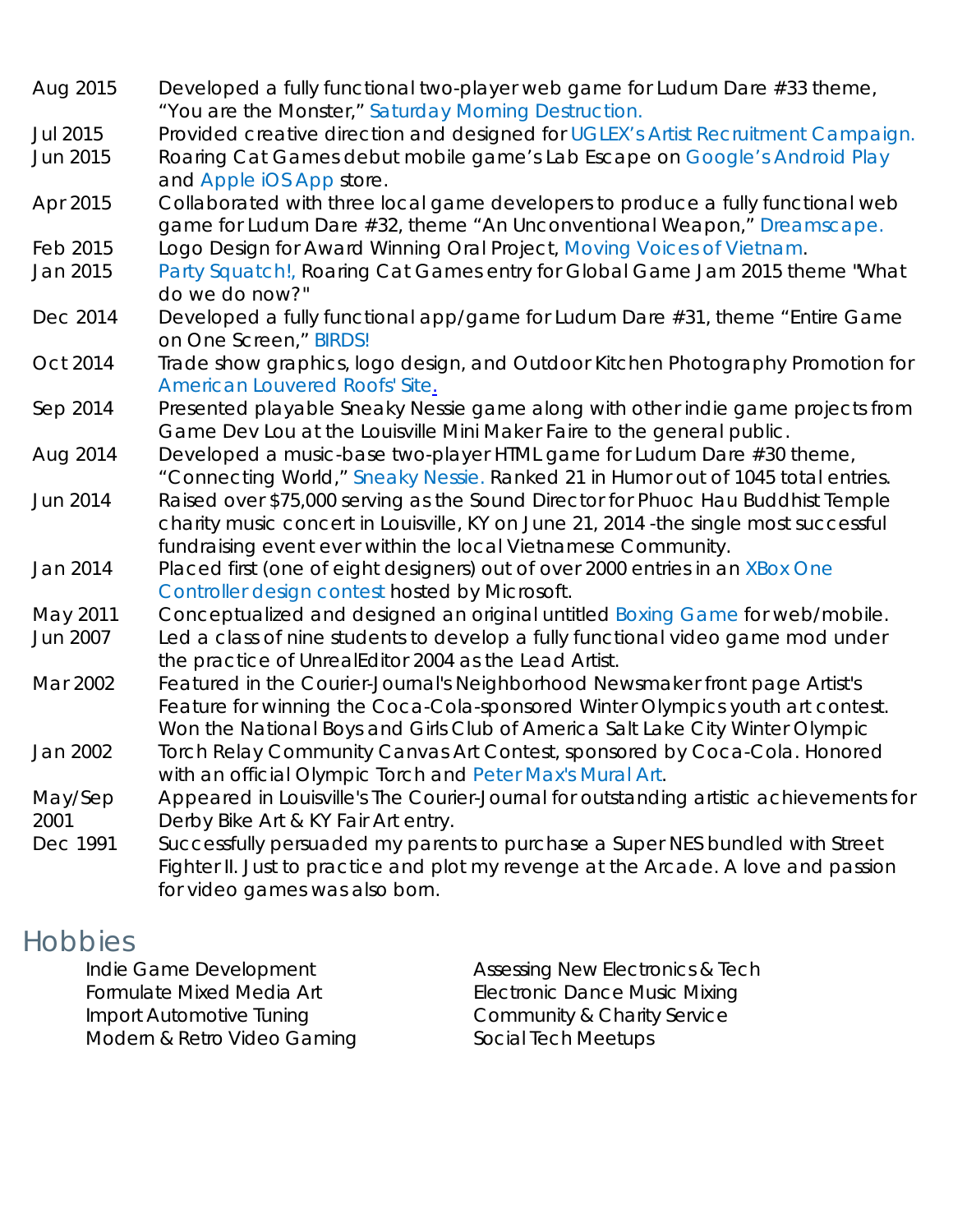| | |
|---|---|
| Aug 2015 | Developed a fully functional two-player web game for Ludum Dare #33 theme, “You are the Monster,” Saturday Morning Destruction. |
| Jul 2015 | Provided creative direction and designed for UGLEX’s Artist Recruitment Campaign. |
| Jun 2015 | Roaring Cat Games debut mobile game’s Lab Escape on Google’s Android Play and Apple iOS App store. |
| Apr 2015 | Collaborated with three local game developers to produce a fully functional web game for Ludum Dare #32, theme “An Unconventional Weapon,” Dreamscape. |
| Feb 2015 | Logo Design for Award Winning Oral Project, Moving Voices of Vietnam. |
| Jan 2015 | Party Squatch!, Roaring Cat Games entry for Global Game Jam 2015 theme "What do we do now?" |
| Dec 2014 | Developed a fully functional app/game for Ludum Dare #31, theme “Entire Game on One Screen,” BIRDS! |
| Oct 2014 | Trade show graphics, logo design, and Outdoor Kitchen Photography Promotion for American Louvered Roofs' Site. |
| Sep 2014 | Presented playable Sneaky Nessie game along with other indie game projects from Game Dev Lou at the Louisville Mini Maker Faire to the general public. |
| Aug 2014 | Developed a music-base two-player HTML game for Ludum Dare #30 theme, “Connecting World,” Sneaky Nessie. Ranked 21 in Humor out of 1045 total entries. |
| Jun 2014 | Raised over $75,000 serving as the Sound Director for Phuoc Hau Buddhist Temple charity music concert in Louisville, KY on June 21, 2014 -the single most successful fundraising event ever within the local Vietnamese Community. |
| Jan 2014 | Placed first (one of eight designers) out of over 2000 entries in an XBox One Controller design contest hosted by Microsoft. |
| May 2011 | Conceptualized and designed an original untitled Boxing Game for web/mobile. |
| Jun 2007 | Led a class of nine students to develop a fully functional video game mod under the practice of UnrealEditor 2004 as the Lead Artist. |
| Mar 2002 | Featured in the Courier-Journal's Neighborhood Newsmaker front page Artist's Feature for winning the Coca-Cola-sponsored Winter Olympics youth art contest. |
| Jan 2002 | Won the National Boys and Girls Club of America Salt Lake City Winter Olympic Torch Relay Community Canvas Art Contest, sponsored by Coca-Cola. Honored with an official Olympic Torch and Peter Max's Mural Art. |
| May/Sep 2001 | Appeared in Louisville's The Courier-Journal for outstanding artistic achievements for Derby Bike Art & KY Fair Art entry. |
| Dec 1991 | Successfully persuaded my parents to purchase a Super NES bundled with Street Fighter II. Just to practice and plot my revenge at the Arcade. A love and passion for video games was also born. |

## Hobbies

- Indie Game Development
- Formulate Mixed Media Art
- Import Automotive Tuning
- Modern & Retro Video Gaming
- Assessing New Electronics & Tech
- Electronic Dance Music Mixing
- Community & Charity Service
- Social Tech Meetups